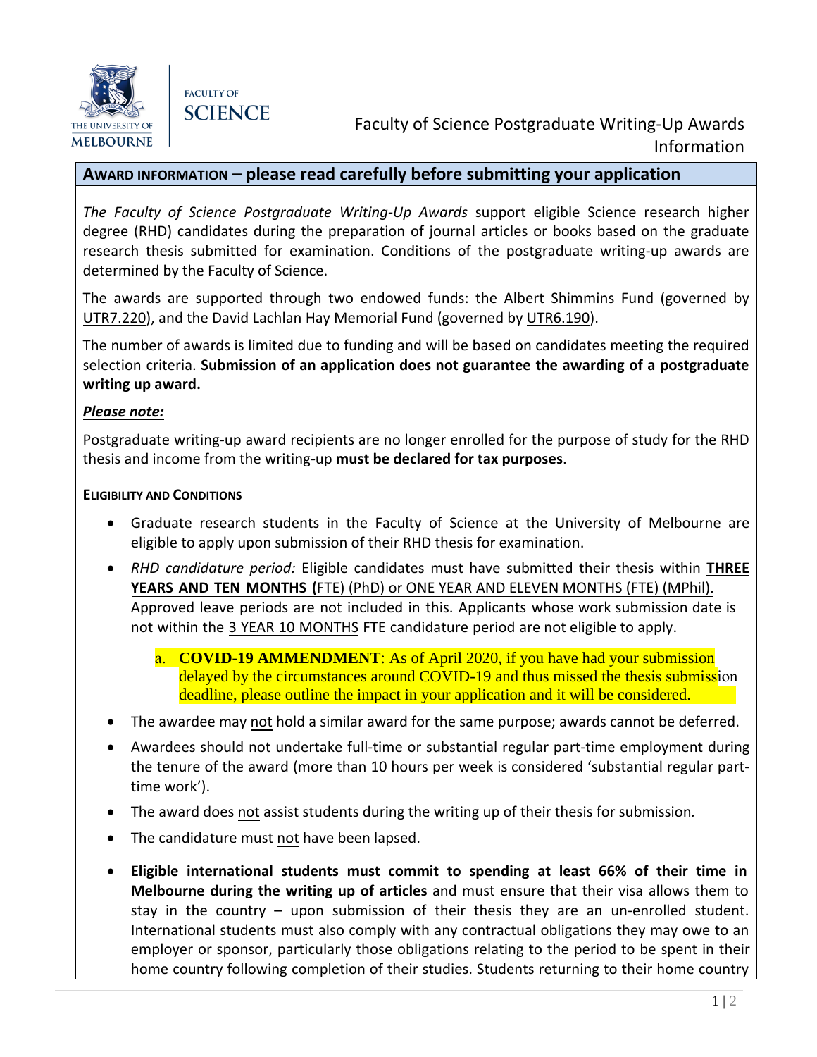# Faculty of Science Postgraduate Writing-Up Awards Information

## AWARD INFORMATION – please read carefully before submitting your application

*The Faculty of Science Postgraduate Writing-Up Awards* support eligible Science research higher degree (RHD) candidates during the preparation of journal articles or books based on the graduate research thesis submitted for examination. Conditions of the postgraduate writing-up awards are determined by the Faculty of Science.

The awards are supported through two endowed funds: the Albert Shimmins Fund (governed by UTR7.220), and the David Lachlan Hay Memorial Fund (governed by UTR6.190).

The number of awards is limited due to funding and will be based on candidates meeting the required selection criteria. **Submission of an application does not guarantee the awarding of a postgraduate writing up award.**

***Please note:***

Postgraduate writing-up award recipients are no longer enrolled for the purpose of study for the RHD thesis and income from the writing-up **must be declared for tax purposes**.

### ELIGIBILITY AND CONDITIONS

- Graduate research students in the Faculty of Science at the University of Melbourne are eligible to apply upon submission of their RHD thesis for examination.
- *RHD candidature period:* Eligible candidates must have submitted their thesis within **THREE YEARS AND TEN MONTHS (**FTE) (PhD) or ONE YEAR AND ELEVEN MONTHS (FTE) (MPhil). Approved leave periods are not included in this. Applicants whose work submission date is not within the 3 YEAR 10 MONTHS FTE candidature period are not eligible to apply.
    a. **COVID-19 AMMENDMENT**: As of April 2020, if you have had your submission delayed by the circumstances around COVID-19 and thus missed the thesis submission deadline, please outline the impact in your application and it will be considered.
- The awardee may not hold a similar award for the same purpose; awards cannot be deferred.
- Awardees should not undertake full-time or substantial regular part-time employment during the tenure of the award (more than 10 hours per week is considered 'substantial regular part-time work').
- The award does not assist students during the writing up of their thesis for submission.
- The candidature must not have been lapsed.
- **Eligible international students must commit to spending at least 66% of their time in Melbourne during the writing up of articles** and must ensure that their visa allows them to stay in the country – upon submission of their thesis they are an un-enrolled student. International students must also comply with any contractual obligations they may owe to an employer or sponsor, particularly those obligations relating to the period to be spent in their home country following completion of their studies. Students returning to their home country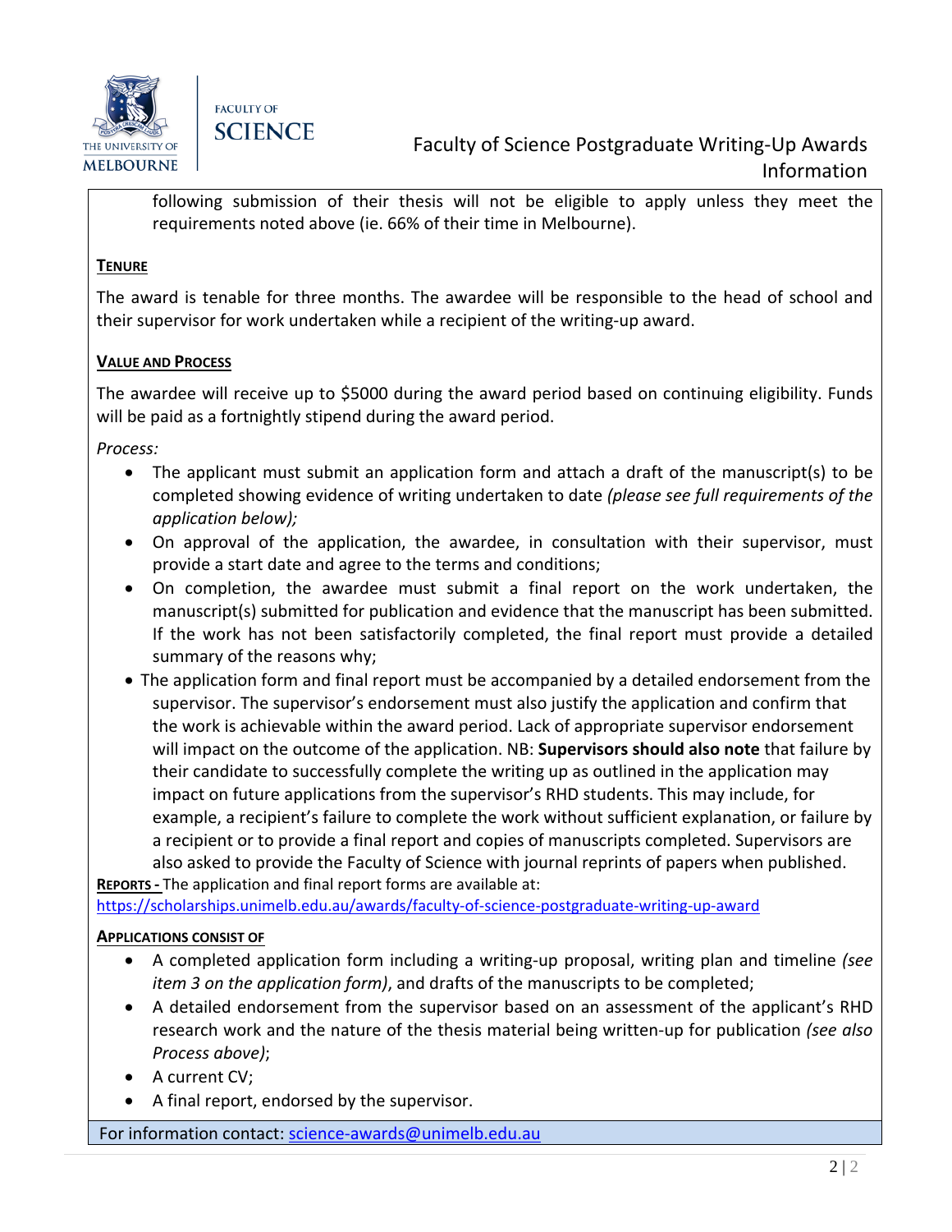following submission of their thesis will not be eligible to apply unless they meet the requirements noted above (ie. 66% of their time in Melbourne).

## TENURE

The award is tenable for three months. The awardee will be responsible to the head of school and their supervisor for work undertaken while a recipient of the writing-up award.

## VALUE AND PROCESS

The awardee will receive up to $5000 during the award period based on continuing eligibility. Funds will be paid as a fortnightly stipend during the award period.

*Process:*

- The applicant must submit an application form and attach a draft of the manuscript(s) to be completed showing evidence of writing undertaken to date *(please see full requirements of the application below);*
- On approval of the application, the awardee, in consultation with their supervisor, must provide a start date and agree to the terms and conditions;
- On completion, the awardee must submit a final report on the work undertaken, the manuscript(s) submitted for publication and evidence that the manuscript has been submitted. If the work has not been satisfactorily completed, the final report must provide a detailed summary of the reasons why;
- The application form and final report must be accompanied by a detailed endorsement from the supervisor. The supervisor's endorsement must also justify the application and confirm that the work is achievable within the award period. Lack of appropriate supervisor endorsement will impact on the outcome of the application. NB: **Supervisors should also note** that failure by their candidate to successfully complete the writing up as outlined in the application may impact on future applications from the supervisor's RHD students. This may include, for example, a recipient's failure to complete the work without sufficient explanation, or failure by a recipient or to provide a final report and copies of manuscripts completed. Supervisors are also asked to provide the Faculty of Science with journal reprints of papers when published.

**REPORTS -** The application and final report forms are available at: https://scholarships.unimelb.edu.au/awards/faculty-of-science-postgraduate-writing-up-award

## APPLICATIONS CONSIST OF

- A completed application form including a writing-up proposal, writing plan and timeline *(see item 3 on the application form)*, and drafts of the manuscripts to be completed;
- A detailed endorsement from the supervisor based on an assessment of the applicant's RHD research work and the nature of the thesis material being written-up for publication *(see also Process above)*;
- A current CV;
- A final report, endorsed by the supervisor.

For information contact: science-awards@unimelb.edu.au